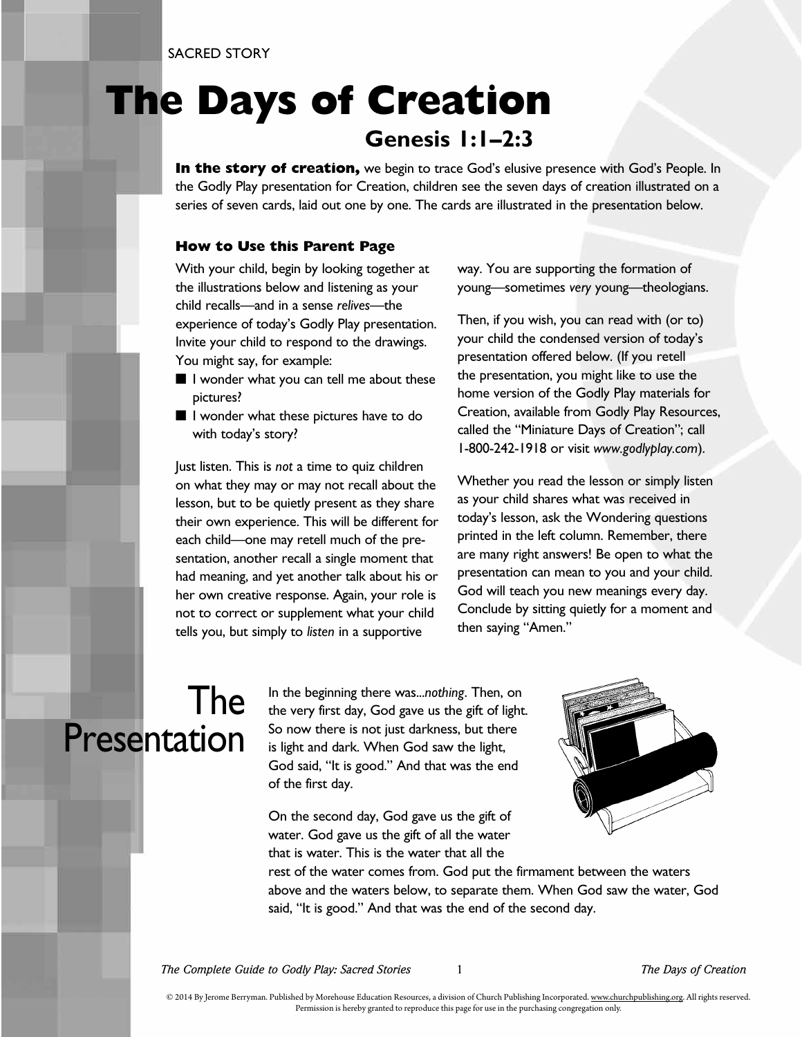SACRED STORY

# The Days of Creation

## Genesis 1:1–2:3

**In the story of creation,** we begin to trace God's elusive presence with God's People. In the Godly Play presentation for Creation, children see the seven days of creation illustrated on a series of seven cards, laid out one by one. The cards are illustrated in the presentation below.

### How to Use this Parent Page

With your child, begin by looking together at the illustrations below and listening as your child recalls—and in a sense *relives*—the experience of today's Godly Play presentation. Invite your child to respond to the drawings. You might say, for example:

- I wonder what you can tell me about these pictures?
- I wonder what these pictures have to do with today's story?

Just listen. This is *not* a time to quiz children on what they may or may not recall about the lesson, but to be quietly present as they share their own experience. This will be different for each child—one may retell much of the presentation, another recall a single moment that had meaning, and yet another talk about his or her own creative response. Again, your role is not to correct or supplement what your child tells you, but simply to *listen* in a supportive way. You are supporting the formation of young—sometimes *very* young—theologians.

Then, if you wish, you can read with (or to) your child the condensed version of today's presentation offered below. (If you retell the presentation, you might like to use the home version of the Godly Play materials for Creation, available from Godly Play Resources, called the "Miniature Days of Creation"; call 1-800-242-1918 or visit *www.godlyplay.com*).

Whether you read the lesson or simply listen as your child shares what was received in today's lesson, ask the Wondering questions printed in the left column. Remember, there are many right answers! Be open to what the presentation can mean to you and your child. God will teach you new meanings every day. Conclude by sitting quietly for a moment and then saying "Amen."

## The Presentation

In the beginning there was...*nothing*. Then, on the very first day, God gave us the gift of light. So now there is not just darkness, but there is light and dark. When God saw the light, God said, "It is good." And that was the end of the first day.

On the second day, God gave us the gift of water. God gave us the gift of all the water that is water. This is the water that all the rest of the water comes from. God put the firmament between the waters above and the waters below, to separate them. When God saw the water, God said, "It is good." And that was the end of the second day.

© 2014 By Jerome Berryman. Published by Morehouse Education Resources, a division of Church Publishing Incorporated. www.churchpublishing.org. All rights reserved. Permission is hereby granted to reproduce this page for use in the purchasing congregation only.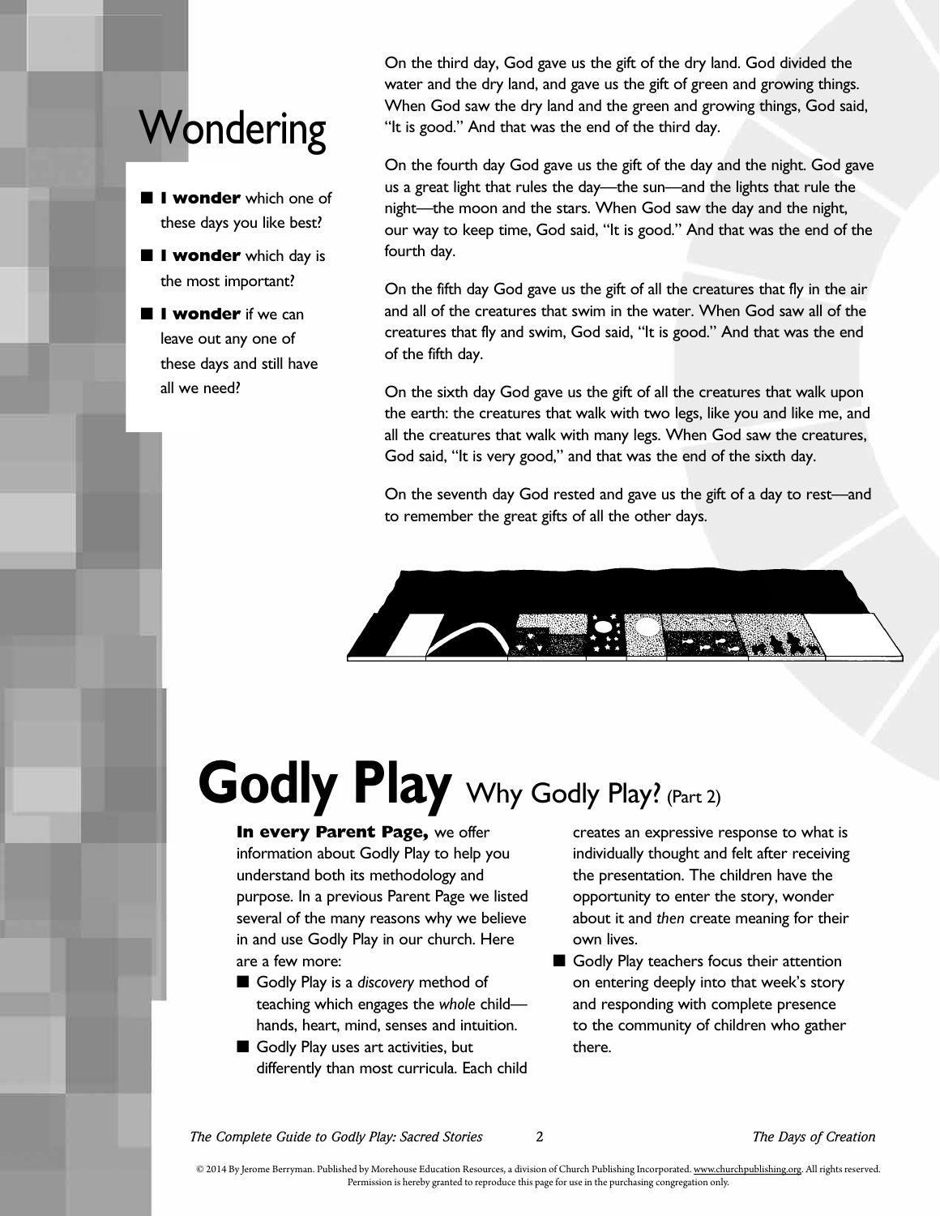# Wondering

- **I wonder** which one of these days you like best?
- **I wonder** which day is the most important?
- **I wonder** if we can leave out any one of these days and still have all we need?

On the third day, God gave us the gift of the dry land. God divided the water and the dry land, and gave us the gift of green and growing things. When God saw the dry land and the green and growing things, God said, "It is good." And that was the end of the third day.

On the fourth day God gave us the gift of the day and the night. God gave us a great light that rules the day—the sun—and the lights that rule the night—the moon and the stars. When God saw the day and the night, our way to keep time, God said, "It is good." And that was the end of the fourth day.

On the fifth day God gave us the gift of all the creatures that fly in the air and all of the creatures that swim in the water. When God saw all of the creatures that fly and swim, God said, "It is good." And that was the end of the fifth day.

On the sixth day God gave us the gift of all the creatures that walk upon the earth: the creatures that walk with two legs, like you and like me, and all the creatures that walk with many legs. When God saw the creatures, God said, "It is very good," and that was the end of the sixth day.

On the seventh day God rested and gave us the gift of a day to rest—and to remember the great gifts of all the other days.

# Godly Play Why Godly Play? (Part 2)

**In every Parent Page,** we offer information about Godly Play to help you understand both its methodology and purpose. In a previous Parent Page we listed several of the many reasons why we believe in and use Godly Play in our church. Here are a few more:

- Godly Play is a *discovery* method of teaching which engages the *whole* child—hands, heart, mind, senses and intuition.
- Godly Play uses art activities, but differently than most curricula. Each child creates an expressive response to what is individually thought and felt after receiving the presentation. The children have the opportunity to enter the story, wonder about it and *then* create meaning for their own lives.
- Godly Play teachers focus their attention on entering deeply into that week's story and responding with complete presence to the community of children who gather there.

© 2014 By Jerome Berryman. Published by Morehouse Education Resources, a division of Church Publishing Incorporated. www.churchpublishing.org. All rights reserved. Permission is hereby granted to reproduce this page for use in the purchasing congregation only.